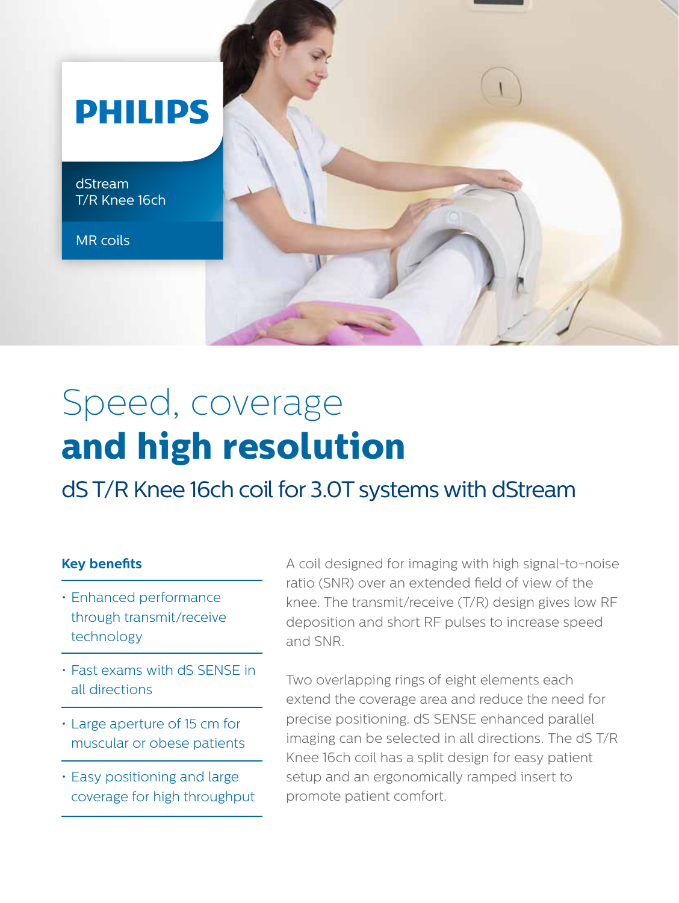PHILIPS

dStream
T/R Knee 16ch

MR coils

# Speed, coverage **and high resolution**

## dS T/R Knee 16ch coil for 3.0T systems with dStream

**Key benefits**

- Enhanced performance through transmit/receive technology
- Fast exams with dS SENSE in all directions
- Large aperture of 15 cm for muscular or obese patients
- Easy positioning and large coverage for high throughput

A coil designed for imaging with high signal-to-noise ratio (SNR) over an extended field of view of the knee. The transmit/receive (T/R) design gives low RF deposition and short RF pulses to increase speed and SNR.

Two overlapping rings of eight elements each extend the coverage area and reduce the need for precise positioning. dS SENSE enhanced parallel imaging can be selected in all directions. The dS T/R Knee 16ch coil has a split design for easy patient setup and an ergonomically ramped insert to promote patient comfort.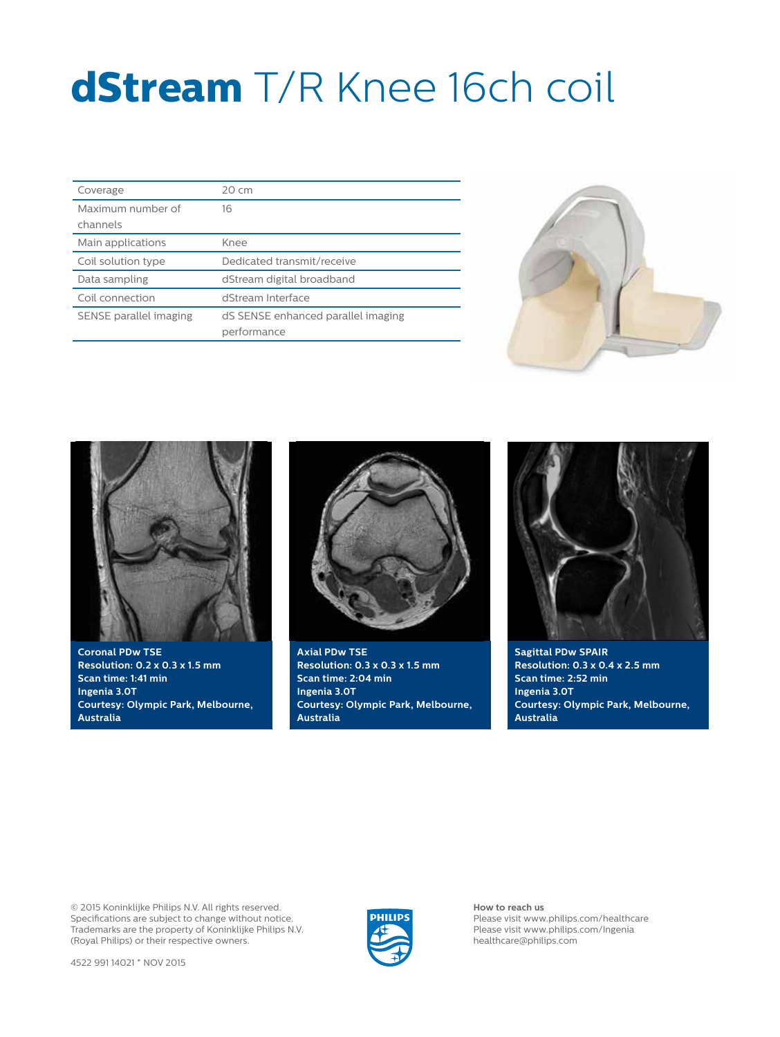# **dStream** T/R Knee 16ch coil

| | |
|---|---|
| Coverage | 20 cm |
| Maximum number of channels | 16 |
| Main applications | Knee |
| Coil solution type | Dedicated transmit/receive |
| Data sampling | dStream digital broadband |
| Coil connection | dStream Interface |
| SENSE parallel imaging | dS SENSE enhanced parallel imaging performance |

**Coronal PDw TSE**
**Resolution: 0.2 x 0.3 x 1.5 mm**
**Scan time: 1:41 min**
**Ingenia 3.0T**
**Courtesy: Olympic Park, Melbourne, Australia**

**Axial PDw TSE**
**Resolution: 0.3 x 0.3 x 1.5 mm**
**Scan time: 2:04 min**
**Ingenia 3.0T**
**Courtesy: Olympic Park, Melbourne, Australia**

**Sagittal PDw SPAIR**
**Resolution: 0.3 x 0.4 x 2.5 mm**
**Scan time: 2:52 min**
**Ingenia 3.0T**
**Courtesy: Olympic Park, Melbourne, Australia**

© 2015 Koninklijke Philips N.V. All rights reserved.
Specifications are subject to change without notice.
Trademarks are the property of Koninklijke Philips N.V. (Royal Philips) or their respective owners.

4522 991 14021 * NOV 2015

PHILIPS

**How to reach us**
Please visit www.philips.com/healthcare
Please visit www.philips.com/Ingenia
healthcare@philips.com